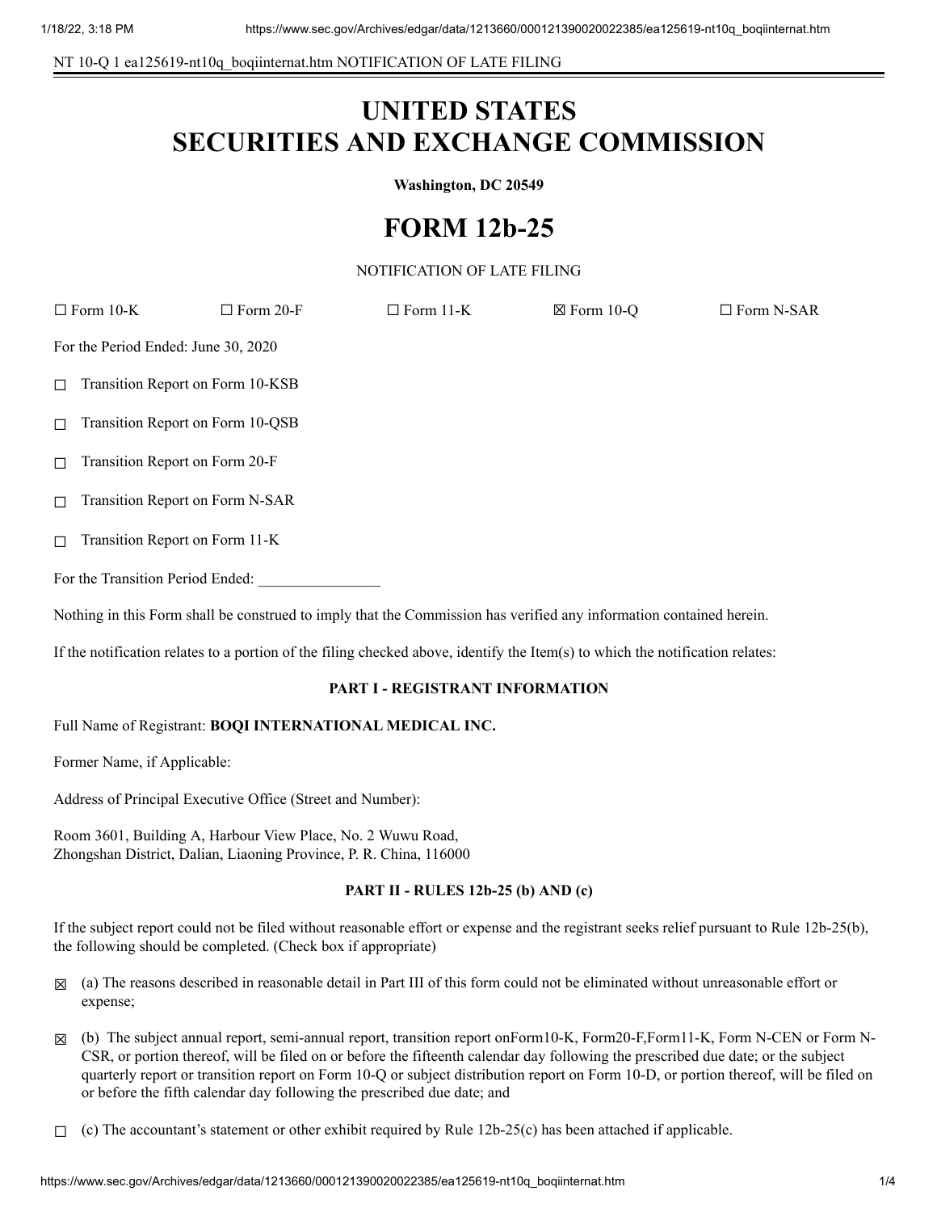NT 10-Q 1 ea125619-nt10q_boqiinternat.htm NOTIFICATION OF LATE FILING

# UNITED STATES
# SECURITIES AND EXCHANGE COMMISSION

**Washington, DC 20549**

# FORM 12b-25

NOTIFICATION OF LATE FILING

☐ Form 10-K ☐ Form 20-F ☐ Form 11-K ☒ Form 10-Q ☐ Form N-SAR

For the Period Ended: June 30, 2020

☐ Transition Report on Form 10-KSB

☐ Transition Report on Form 10-QSB

☐ Transition Report on Form 20-F

☐ Transition Report on Form N-SAR

☐ Transition Report on Form 11-K

For the Transition Period Ended: ________________

Nothing in this Form shall be construed to imply that the Commission has verified any information contained herein.

If the notification relates to a portion of the filing checked above, identify the Item(s) to which the notification relates:

**PART I - REGISTRANT INFORMATION**

Full Name of Registrant: **BOQI INTERNATIONAL MEDICAL INC.**

Former Name, if Applicable:

Address of Principal Executive Office (Street and Number):

Room 3601, Building A, Harbour View Place, No. 2 Wuwu Road,
Zhongshan District, Dalian, Liaoning Province, P. R. China, 116000

**PART II - RULES 12b-25 (b) AND (c)**

If the subject report could not be filed without reasonable effort or expense and the registrant seeks relief pursuant to Rule 12b-25(b), the following should be completed. (Check box if appropriate)

☒ (a) The reasons described in reasonable detail in Part III of this form could not be eliminated without unreasonable effort or expense;

☒ (b) The subject annual report, semi-annual report, transition report onForm10-K, Form20-F,Form11-K, Form N-CEN or Form N-CSR, or portion thereof, will be filed on or before the fifteenth calendar day following the prescribed due date; or the subject quarterly report or transition report on Form 10-Q or subject distribution report on Form 10-D, or portion thereof, will be filed on or before the fifth calendar day following the prescribed due date; and

☐ (c) The accountant's statement or other exhibit required by Rule 12b-25(c) has been attached if applicable.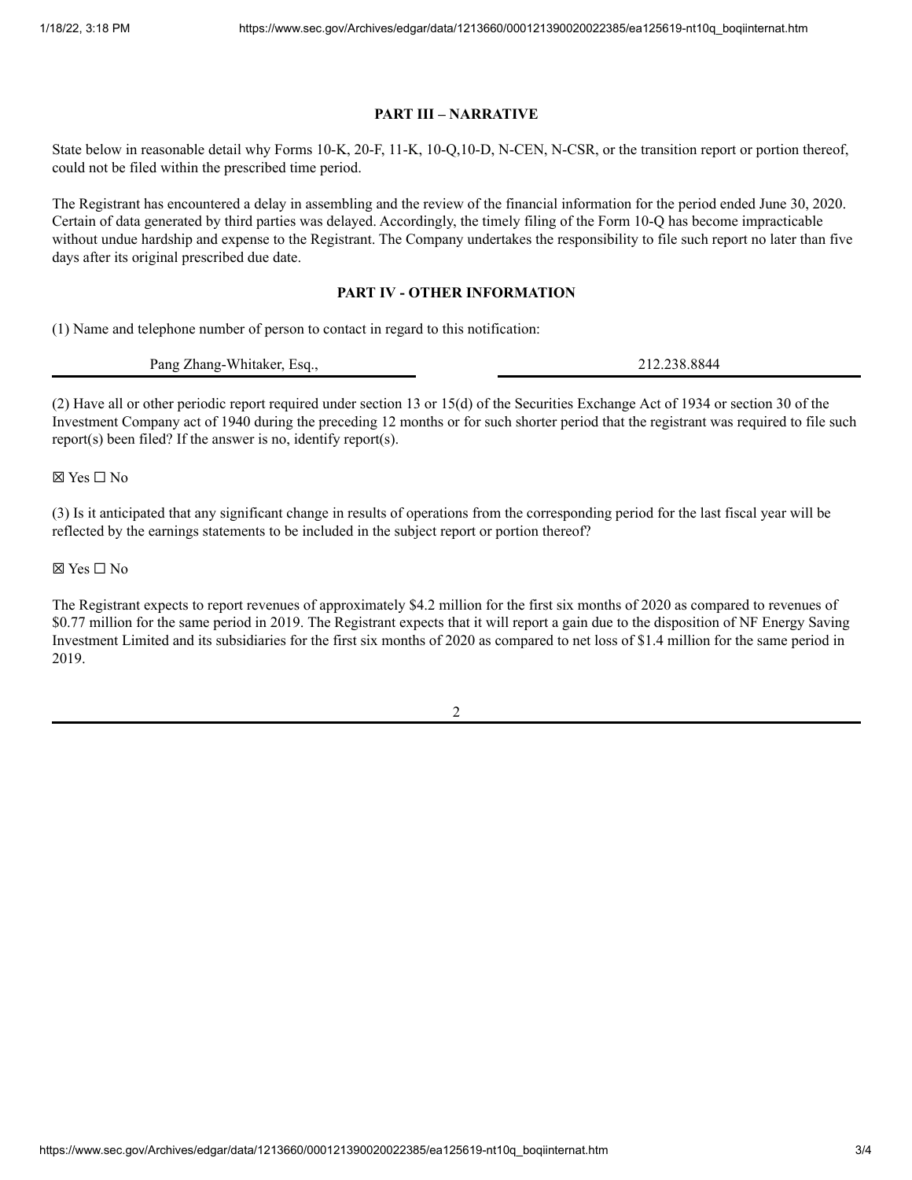## PART III – NARRATIVE

State below in reasonable detail why Forms 10-K, 20-F, 11-K, 10-Q,10-D, N-CEN, N-CSR, or the transition report or portion thereof, could not be filed within the prescribed time period.

The Registrant has encountered a delay in assembling and the review of the financial information for the period ended June 30, 2020. Certain of data generated by third parties was delayed. Accordingly, the timely filing of the Form 10-Q has become impracticable without undue hardship and expense to the Registrant. The Company undertakes the responsibility to file such report no later than five days after its original prescribed due date.

## PART IV - OTHER INFORMATION

(1) Name and telephone number of person to contact in regard to this notification:

| Pang Zhang-Whitaker, Esq., | 212.238.8844 |
|---|---|

(2) Have all or other periodic report required under section 13 or 15(d) of the Securities Exchange Act of 1934 or section 30 of the Investment Company act of 1940 during the preceding 12 months or for such shorter period that the registrant was required to file such report(s) been filed? If the answer is no, identify report(s).

☒ Yes ☐ No

(3) Is it anticipated that any significant change in results of operations from the corresponding period for the last fiscal year will be reflected by the earnings statements to be included in the subject report or portion thereof?

☒ Yes ☐ No

The Registrant expects to report revenues of approximately $4.2 million for the first six months of 2020 as compared to revenues of $0.77 million for the same period in 2019. The Registrant expects that it will report a gain due to the disposition of NF Energy Saving Investment Limited and its subsidiaries for the first six months of 2020 as compared to net loss of $1.4 million for the same period in 2019.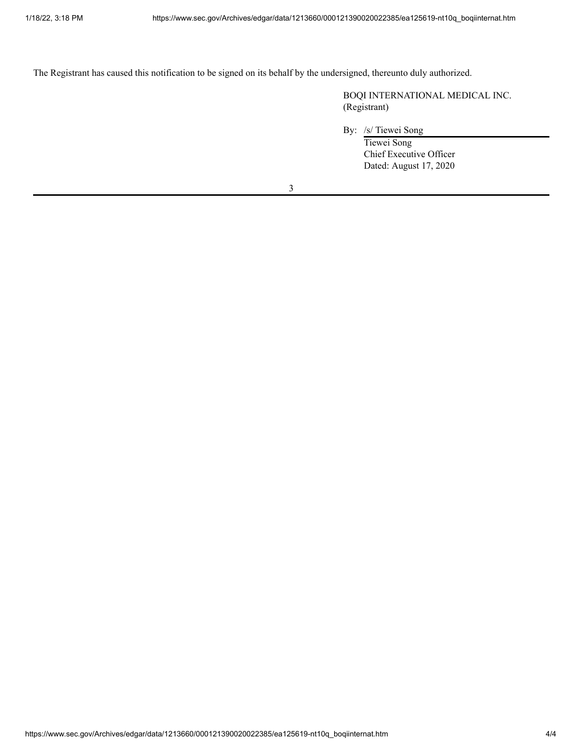The Registrant has caused this notification to be signed on its behalf by the undersigned, thereunto duly authorized.

BOQI INTERNATIONAL MEDICAL INC.
(Registrant)

By: /s/ Tiewei Song
Tiewei Song
Chief Executive Officer
Dated: August 17, 2020